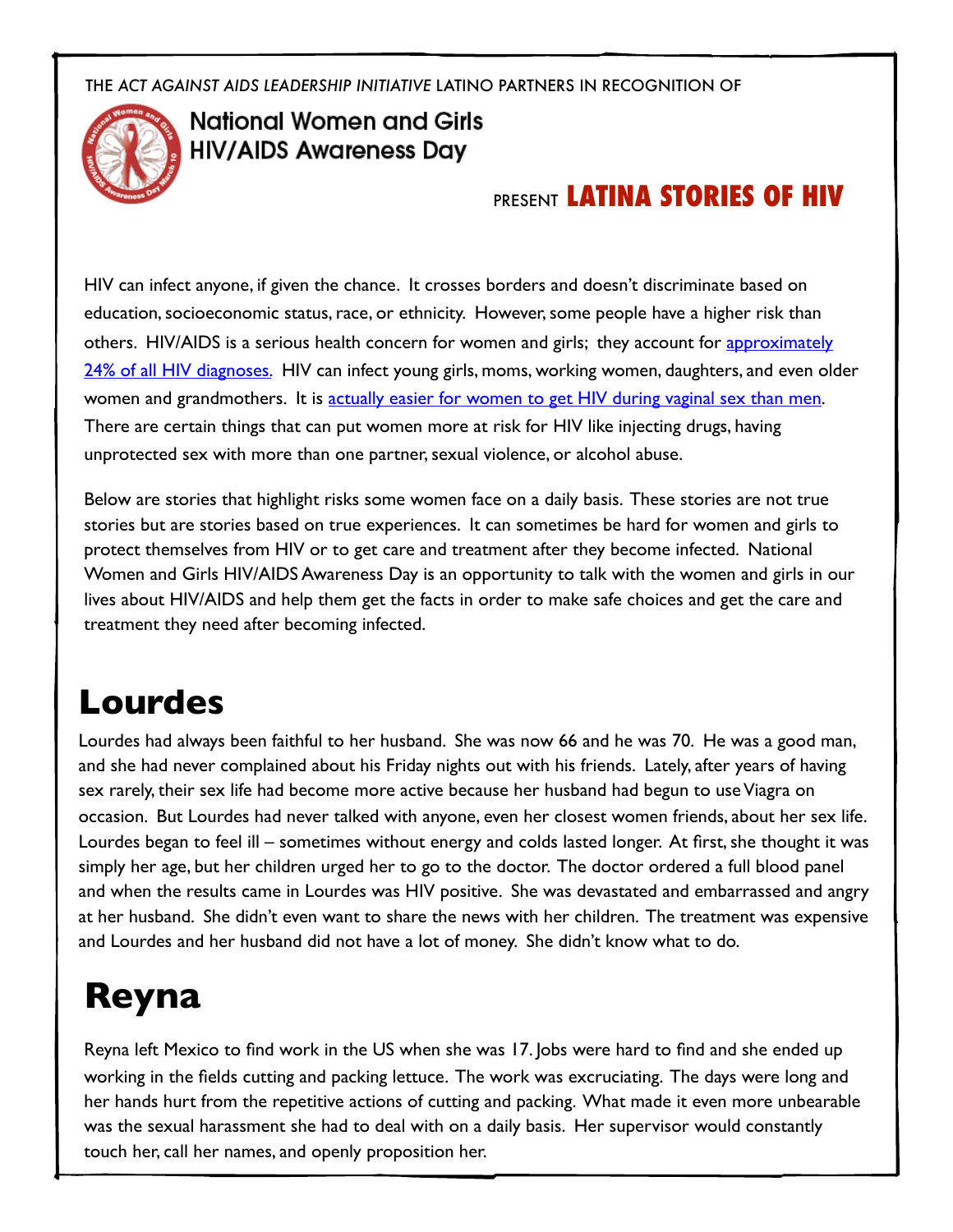THE *ACT AGAINST AIDS LEADERSHIP INITIATIVE* LATINO PARTNERS IN RECOGNITION OF

## National Women and Girls HIV/AIDS Awareness Day

PRESENT **LATINA STORIES OF HIV**

HIV can infect anyone, if given the chance. It crosses borders and doesn't discriminate based on education, socioeconomic status, race, or ethnicity. However, some people have a higher risk than others. HIV/AIDS is a serious health concern for women and girls; they account for approximately 24% of all HIV diagnoses. HIV can infect young girls, moms, working women, daughters, and even older women and grandmothers. It is actually easier for women to get HIV during vaginal sex than men. There are certain things that can put women more at risk for HIV like injecting drugs, having unprotected sex with more than one partner, sexual violence, or alcohol abuse.

Below are stories that highlight risks some women face on a daily basis. These stories are not true stories but are stories based on true experiences. It can sometimes be hard for women and girls to protect themselves from HIV or to get care and treatment after they become infected. National Women and Girls HIV/AIDS Awareness Day is an opportunity to talk with the women and girls in our lives about HIV/AIDS and help them get the facts in order to make safe choices and get the care and treatment they need after becoming infected.

# Lourdes

Lourdes had always been faithful to her husband. She was now 66 and he was 70. He was a good man, and she had never complained about his Friday nights out with his friends. Lately, after years of having sex rarely, their sex life had become more active because her husband had begun to use Viagra on occasion. But Lourdes had never talked with anyone, even her closest women friends, about her sex life. Lourdes began to feel ill – sometimes without energy and colds lasted longer. At first, she thought it was simply her age, but her children urged her to go to the doctor. The doctor ordered a full blood panel and when the results came in Lourdes was HIV positive. She was devastated and embarrassed and angry at her husband. She didn't even want to share the news with her children. The treatment was expensive and Lourdes and her husband did not have a lot of money. She didn't know what to do.

# Reyna

Reyna left Mexico to find work in the US when she was 17. Jobs were hard to find and she ended up working in the fields cutting and packing lettuce. The work was excruciating. The days were long and her hands hurt from the repetitive actions of cutting and packing. What made it even more unbearable was the sexual harassment she had to deal with on a daily basis. Her supervisor would constantly touch her, call her names, and openly proposition her.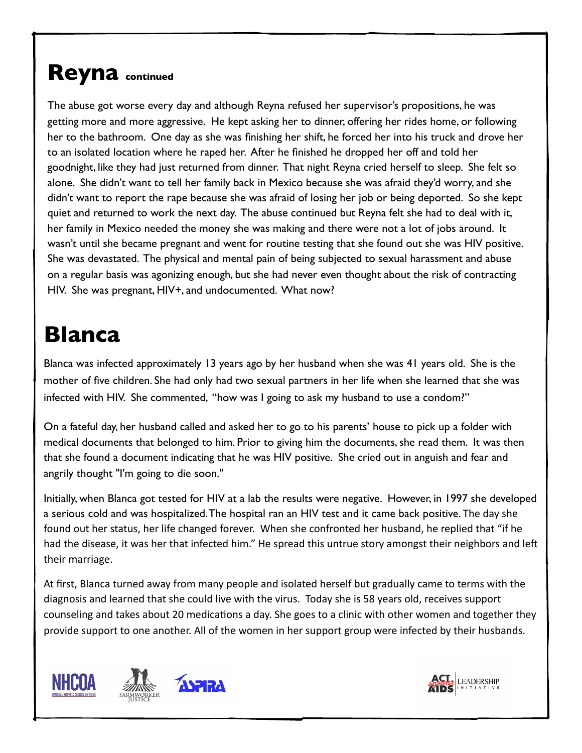# Reyna continued

The abuse got worse every day and although Reyna refused her supervisor's propositions, he was getting more and more aggressive. He kept asking her to dinner, offering her rides home, or following her to the bathroom. One day as she was finishing her shift, he forced her into his truck and drove her to an isolated location where he raped her. After he finished he dropped her off and told her goodnight, like they had just returned from dinner. That night Reyna cried herself to sleep. She felt so alone. She didn't want to tell her family back in Mexico because she was afraid they'd worry, and she didn't want to report the rape because she was afraid of losing her job or being deported. So she kept quiet and returned to work the next day. The abuse continued but Reyna felt she had to deal with it, her family in Mexico needed the money she was making and there were not a lot of jobs around. It wasn't until she became pregnant and went for routine testing that she found out she was HIV positive. She was devastated. The physical and mental pain of being subjected to sexual harassment and abuse on a regular basis was agonizing enough, but she had never even thought about the risk of contracting HIV. She was pregnant, HIV+, and undocumented. What now?

# Blanca

Blanca was infected approximately 13 years ago by her husband when she was 41 years old. She is the mother of five children. She had only had two sexual partners in her life when she learned that she was infected with HIV. She commented, "how was I going to ask my husband to use a condom?"

On a fateful day, her husband called and asked her to go to his parents' house to pick up a folder with medical documents that belonged to him. Prior to giving him the documents, she read them. It was then that she found a document indicating that he was HIV positive. She cried out in anguish and fear and angrily thought "I'm going to die soon."

Initially, when Blanca got tested for HIV at a lab the results were negative. However, in 1997 she developed a serious cold and was hospitalized. The hospital ran an HIV test and it came back positive. The day she found out her status, her life changed forever. When she confronted her husband, he replied that "if he had the disease, it was her that infected him." He spread this untrue story amongst their neighbors and left their marriage.

At first, Blanca turned away from many people and isolated herself but gradually came to terms with the diagnosis and learned that she could live with the virus. Today she is 58 years old, receives support counseling and takes about 20 medications a day. She goes to a clinic with other women and together they provide support to one another. All of the women in her support group were infected by their husbands.

NHCOA NATIONAL HISPANIC COUNCIL ON AGING

FARMWORKER JUSTICE

ASPIRA

ACT against AIDS LEADERSHIP INITIATIVE